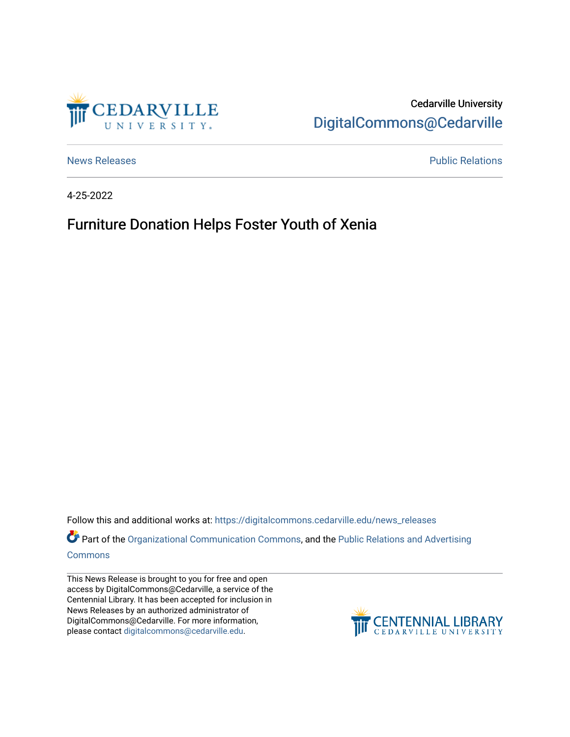Cedarville University
DigitalCommons@Cedarville

News Releases | Public Relations

4-25-2022

# Furniture Donation Helps Foster Youth of Xenia

Follow this and additional works at: https://digitalcommons.cedarville.edu/news_releases

Part of the Organizational Communication Commons, and the Public Relations and Advertising Commons

This News Release is brought to you for free and open access by DigitalCommons@Cedarville, a service of the Centennial Library. It has been accepted for inclusion in News Releases by an authorized administrator of DigitalCommons@Cedarville. For more information, please contact digitalcommons@cedarville.edu.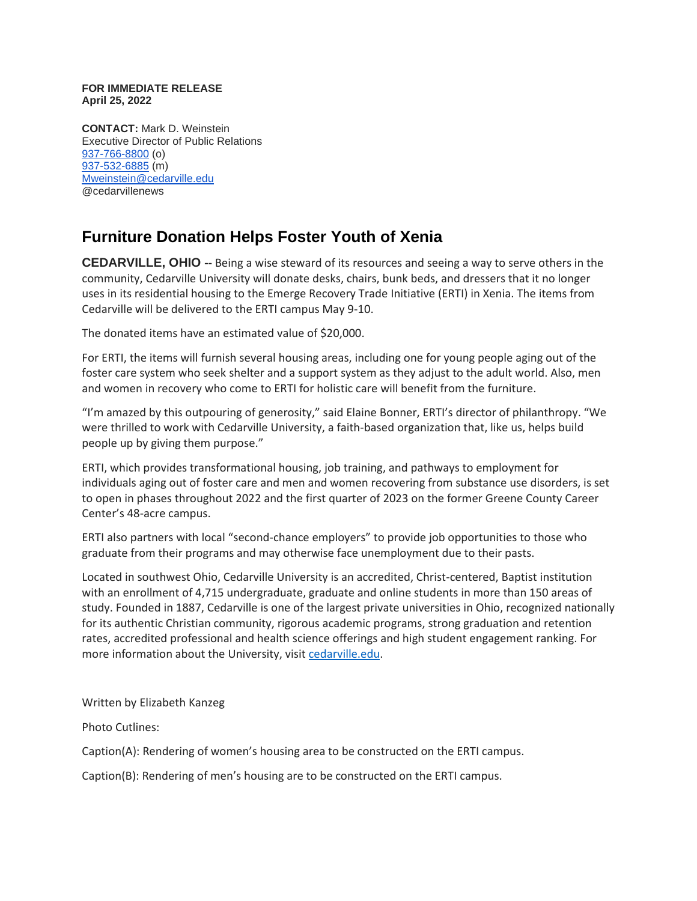**FOR IMMEDIATE RELEASE**
**April 25, 2022**

**CONTACT:** Mark D. Weinstein
Executive Director of Public Relations
937-766-8800 (o)
937-532-6885 (m)
Mweinstein@cedarville.edu
@cedarvillenews

# Furniture Donation Helps Foster Youth of Xenia

**CEDARVILLE, OHIO --** Being a wise steward of its resources and seeing a way to serve others in the community, Cedarville University will donate desks, chairs, bunk beds, and dressers that it no longer uses in its residential housing to the Emerge Recovery Trade Initiative (ERTI) in Xenia. The items from Cedarville will be delivered to the ERTI campus May 9-10.

The donated items have an estimated value of $20,000.

For ERTI, the items will furnish several housing areas, including one for young people aging out of the foster care system who seek shelter and a support system as they adjust to the adult world. Also, men and women in recovery who come to ERTI for holistic care will benefit from the furniture.

"I'm amazed by this outpouring of generosity," said Elaine Bonner, ERTI's director of philanthropy. "We were thrilled to work with Cedarville University, a faith-based organization that, like us, helps build people up by giving them purpose."

ERTI, which provides transformational housing, job training, and pathways to employment for individuals aging out of foster care and men and women recovering from substance use disorders, is set to open in phases throughout 2022 and the first quarter of 2023 on the former Greene County Career Center's 48-acre campus.

ERTI also partners with local "second-chance employers" to provide job opportunities to those who graduate from their programs and may otherwise face unemployment due to their pasts.

Located in southwest Ohio, Cedarville University is an accredited, Christ-centered, Baptist institution with an enrollment of 4,715 undergraduate, graduate and online students in more than 150 areas of study. Founded in 1887, Cedarville is one of the largest private universities in Ohio, recognized nationally for its authentic Christian community, rigorous academic programs, strong graduation and retention rates, accredited professional and health science offerings and high student engagement ranking. For more information about the University, visit cedarville.edu.

Written by Elizabeth Kanzeg

Photo Cutlines:

Caption(A): Rendering of women's housing area to be constructed on the ERTI campus.

Caption(B): Rendering of men's housing are to be constructed on the ERTI campus.